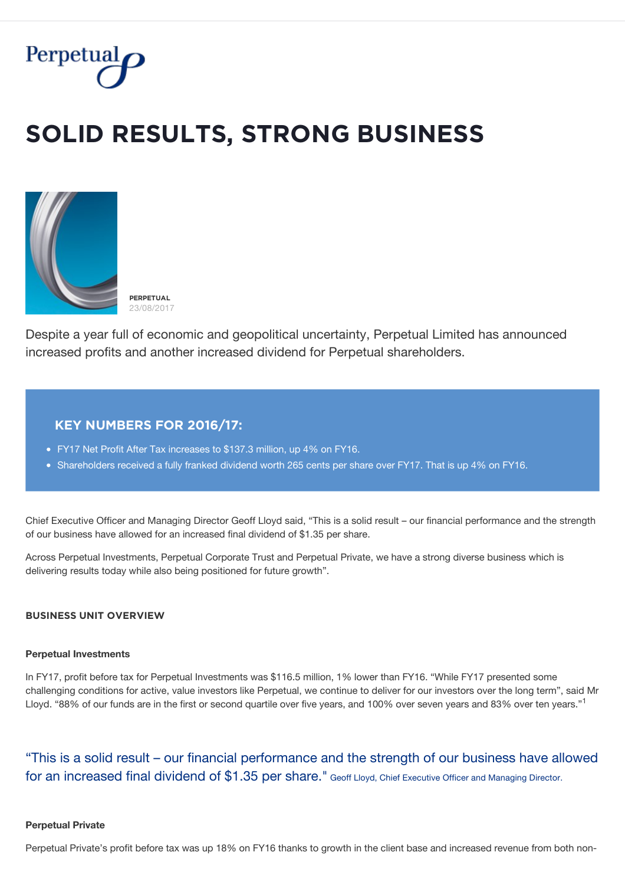# SOLID RESULTS, STRONG BUSINESS

**PERPETUAL**
23/08/2017

Despite a year full of economic and geopolitical uncertainty, Perpetual Limited has announced increased profits and another increased dividend for Perpetual shareholders.

## KEY NUMBERS FOR 2016/17:

- FY17 Net Profit After Tax increases to $137.3 million, up 4% on FY16.
- Shareholders received a fully franked dividend worth 265 cents per share over FY17. That is up 4% on FY16.

Chief Executive Officer and Managing Director Geoff Lloyd said, "This is a solid result – our financial performance and the strength of our business have allowed for an increased final dividend of $1.35 per share.

Across Perpetual Investments, Perpetual Corporate Trust and Perpetual Private, we have a strong diverse business which is delivering results today while also being positioned for future growth".

### BUSINESS UNIT OVERVIEW

**Perpetual Investments**

In FY17, profit before tax for Perpetual Investments was $116.5 million, 1% lower than FY16. "While FY17 presented some challenging conditions for active, value investors like Perpetual, we continue to deliver for our investors over the long term", said Mr Lloyd. "88% of our funds are in the first or second quartile over five years, and 100% over seven years and 83% over ten years."[1]

> "This is a solid result – our financial performance and the strength of our business have allowed for an increased final dividend of $1.35 per share." Geoff Lloyd, Chief Executive Officer and Managing Director.

**Perpetual Private**

Perpetual Private's profit before tax was up 18% on FY16 thanks to growth in the client base and increased revenue from both non-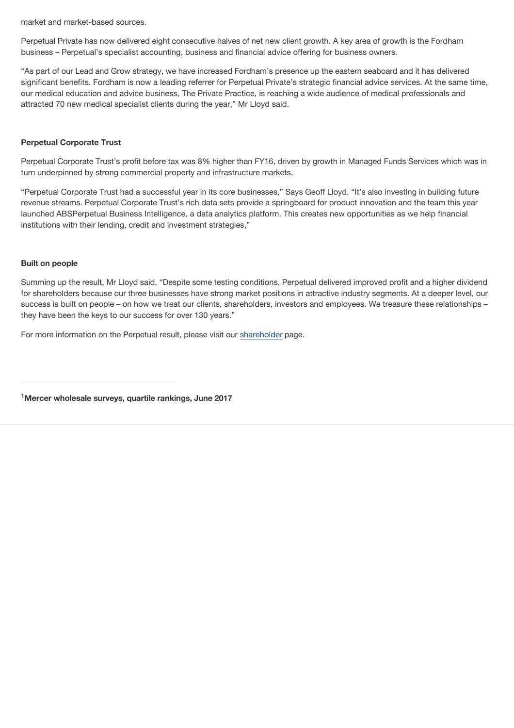market and market-based sources.

Perpetual Private has now delivered eight consecutive halves of net new client growth. A key area of growth is the Fordham business – Perpetual's specialist accounting, business and financial advice offering for business owners.

"As part of our Lead and Grow strategy, we have increased Fordham's presence up the eastern seaboard and it has delivered significant benefits. Fordham is now a leading referrer for Perpetual Private's strategic financial advice services. At the same time, our medical education and advice business, The Private Practice, is reaching a wide audience of medical professionals and attracted 70 new medical specialist clients during the year," Mr Lloyd said.

**Perpetual Corporate Trust**

Perpetual Corporate Trust's profit before tax was 8% higher than FY16, driven by growth in Managed Funds Services which was in turn underpinned by strong commercial property and infrastructure markets.

"Perpetual Corporate Trust had a successful year in its core businesses," Says Geoff Lloyd. "It's also investing in building future revenue streams. Perpetual Corporate Trust's rich data sets provide a springboard for product innovation and the team this year launched ABSPerpetual Business Intelligence, a data analytics platform. This creates new opportunities as we help financial institutions with their lending, credit and investment strategies,"

**Built on people**

Summing up the result, Mr Lloyd said, "Despite some testing conditions, Perpetual delivered improved profit and a higher dividend for shareholders because our three businesses have strong market positions in attractive industry segments. At a deeper level, our success is built on people – on how we treat our clients, shareholders, investors and employees. We treasure these relationships – they have been the keys to our success for over 130 years."

For more information on the Perpetual result, please visit our shareholder page.

---

**[1]Mercer wholesale surveys, quartile rankings, June 2017**